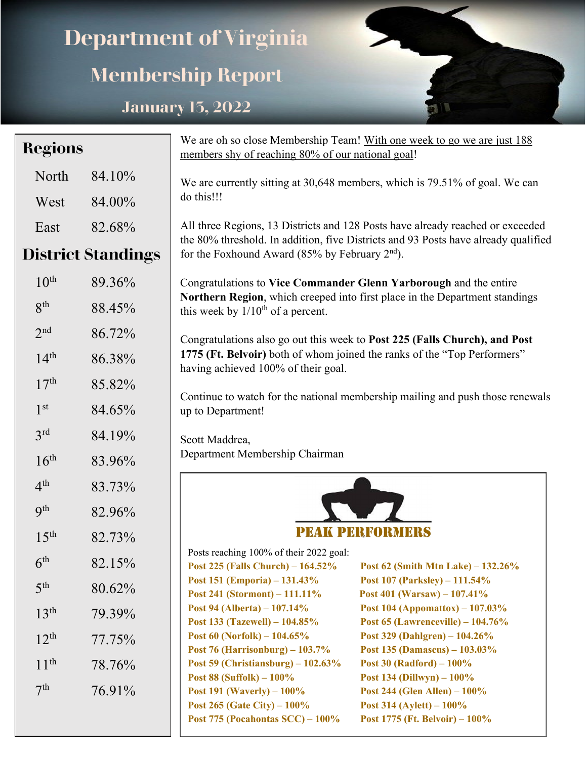# Department of Virginia

## Membership Report

### January 13, 2022

## Regions

| | |
|---|---|
| North | 84.10% |
| West | 84.00% |
| East | 82.68% |

## District Standings

| | |
|---|---|
| 10th | 89.36% |
| 8th | 88.45% |
| 2nd | 86.72% |
| 14th | 86.38% |
| 17th | 85.82% |
| 1st | 84.65% |
| 3rd | 84.19% |
| 16th | 83.96% |
| 4th | 83.73% |
| 9th | 82.96% |
| 15th | 82.73% |
| 6th | 82.15% |
| 5th | 80.62% |
| 13th | 79.39% |
| 12th | 77.75% |
| 11th | 78.76% |
| 7th | 76.91% |

We are oh so close Membership Team! With one week to go we are just 188 members shy of reaching 80% of our national goal!

We are currently sitting at 30,648 members, which is 79.51% of goal. We can do this!!!

All three Regions, 13 Districts and 128 Posts have already reached or exceeded the 80% threshold. In addition, five Districts and 93 Posts have already qualified for the Foxhound Award (85% by February 2nd).

Congratulations to **Vice Commander Glenn Yarborough** and the entire **Northern Region**, which creeped into first place in the Department standings this week by 1/10th of a percent.

Congratulations also go out this week to **Post 225 (Falls Church), and Post 1775 (Ft. Belvoir)** both of whom joined the ranks of the "Top Performers" having achieved 100% of their goal.

Continue to watch for the national membership mailing and push those renewals up to Department!

Scott Maddrea,
Department Membership Chairman

## PEAK PERFORMERS

Posts reaching 100% of their 2022 goal:

- **Post 225 (Falls Church) – 164.52%**
- **Post 151 (Emporia) – 131.43%**
- **Post 241 (Stormont) – 111.11%**
- **Post 94 (Alberta) – 107.14%**
- **Post 133 (Tazewell) – 104.85%**
- **Post 60 (Norfolk) – 104.65%**
- **Post 76 (Harrisonburg) – 103.7%**
- **Post 59 (Christiansburg) – 102.63%**
- **Post 88 (Suffolk) – 100%**
- **Post 191 (Waverly) – 100%**
- **Post 265 (Gate City) – 100%**
- **Post 775 (Pocahontas SCC) – 100%**
- **Post 62 (Smith Mtn Lake) – 132.26%**
- **Post 107 (Parksley) – 111.54%**
- **Post 401 (Warsaw) – 107.41%**
- **Post 104 (Appomattox) – 107.03%**
- **Post 65 (Lawrenceville) – 104.76%**
- **Post 329 (Dahlgren) – 104.26%**
- **Post 135 (Damascus) – 103.03%**
- **Post 30 (Radford) – 100%**
- **Post 134 (Dillwyn) – 100%**
- **Post 244 (Glen Allen) – 100%**
- **Post 314 (Aylett) – 100%**
- **Post 1775 (Ft. Belvoir) – 100%**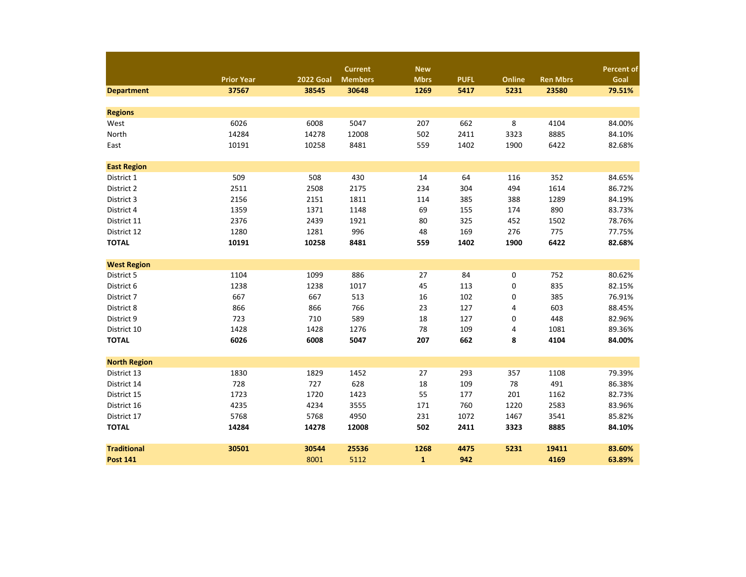|  | Prior Year | 2022 Goal | Current Members | New Mbrs | PUFL | Online | Ren Mbrs | Percent of Goal |
|---|---|---|---|---|---|---|---|---|
| **Department** | **37567** | **38545** | **30648** | **1269** | **5417** | **5231** | **23580** | **79.51%** |
|  |  |  |  |  |  |  |  |  |
| **Regions** |  |  |  |  |  |  |  |  |
| West | 6026 | 6008 | 5047 | 207 | 662 | 8 | 4104 | 84.00% |
| North | 14284 | 14278 | 12008 | 502 | 2411 | 3323 | 8885 | 84.10% |
| East | 10191 | 10258 | 8481 | 559 | 1402 | 1900 | 6422 | 82.68% |
|  |  |  |  |  |  |  |  |  |
| **East Region** |  |  |  |  |  |  |  |  |
| District 1 | 509 | 508 | 430 | 14 | 64 | 116 | 352 | 84.65% |
| District 2 | 2511 | 2508 | 2175 | 234 | 304 | 494 | 1614 | 86.72% |
| District 3 | 2156 | 2151 | 1811 | 114 | 385 | 388 | 1289 | 84.19% |
| District 4 | 1359 | 1371 | 1148 | 69 | 155 | 174 | 890 | 83.73% |
| District 11 | 2376 | 2439 | 1921 | 80 | 325 | 452 | 1502 | 78.76% |
| District 12 | 1280 | 1281 | 996 | 48 | 169 | 276 | 775 | 77.75% |
| **TOTAL** | **10191** | **10258** | **8481** | **559** | **1402** | **1900** | **6422** | **82.68%** |
|  |  |  |  |  |  |  |  |  |
| **West Region** |  |  |  |  |  |  |  |  |
| District 5 | 1104 | 1099 | 886 | 27 | 84 | 0 | 752 | 80.62% |
| District 6 | 1238 | 1238 | 1017 | 45 | 113 | 0 | 835 | 82.15% |
| District 7 | 667 | 667 | 513 | 16 | 102 | 0 | 385 | 76.91% |
| District 8 | 866 | 866 | 766 | 23 | 127 | 4 | 603 | 88.45% |
| District 9 | 723 | 710 | 589 | 18 | 127 | 0 | 448 | 82.96% |
| District 10 | 1428 | 1428 | 1276 | 78 | 109 | 4 | 1081 | 89.36% |
| **TOTAL** | **6026** | **6008** | **5047** | **207** | **662** | **8** | **4104** | **84.00%** |
|  |  |  |  |  |  |  |  |  |
| **North Region** |  |  |  |  |  |  |  |  |
| District 13 | 1830 | 1829 | 1452 | 27 | 293 | 357 | 1108 | 79.39% |
| District 14 | 728 | 727 | 628 | 18 | 109 | 78 | 491 | 86.38% |
| District 15 | 1723 | 1720 | 1423 | 55 | 177 | 201 | 1162 | 82.73% |
| District 16 | 4235 | 4234 | 3555 | 171 | 760 | 1220 | 2583 | 83.96% |
| District 17 | 5768 | 5768 | 4950 | 231 | 1072 | 1467 | 3541 | 85.82% |
| **TOTAL** | **14284** | **14278** | **12008** | **502** | **2411** | **3323** | **8885** | **84.10%** |
|  |  |  |  |  |  |  |  |  |
| **Traditional** | **30501** | **30544** | **25536** | **1268** | **4475** | **5231** | **19411** | **83.60%** |
| **Post 141** |  | 8001 | 5112 | **1** | **942** |  | **4169** | **63.89%** |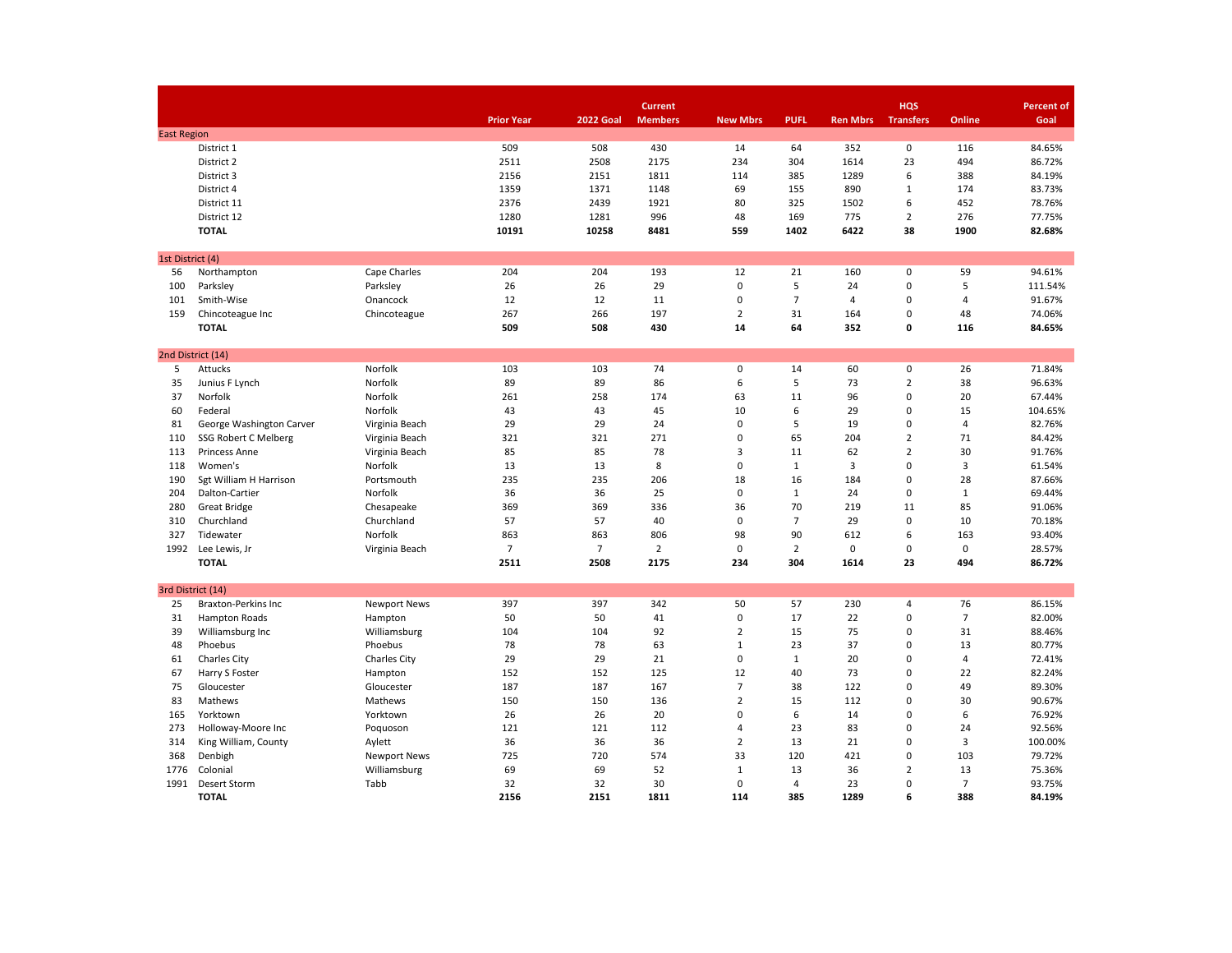| | | | Prior Year | 2022 Goal | Current Members | New Mbrs | PUFL | Ren Mbrs | HQS Transfers | Online | Percent of Goal |
|---|---|---|---|---|---|---|---|---|---|---|---|
| **East Region** | | | | | | | | | | | |
| | District 1 | | 509 | 508 | 430 | 14 | 64 | 352 | 0 | 116 | 84.65% |
| | District 2 | | 2511 | 2508 | 2175 | 234 | 304 | 1614 | 23 | 494 | 86.72% |
| | District 3 | | 2156 | 2151 | 1811 | 114 | 385 | 1289 | 6 | 388 | 84.19% |
| | District 4 | | 1359 | 1371 | 1148 | 69 | 155 | 890 | 1 | 174 | 83.73% |
| | District 11 | | 2376 | 2439 | 1921 | 80 | 325 | 1502 | 6 | 452 | 78.76% |
| | District 12 | | 1280 | 1281 | 996 | 48 | 169 | 775 | 2 | 276 | 77.75% |
| | **TOTAL** | | **10191** | **10258** | **8481** | **559** | **1402** | **6422** | **38** | **1900** | **82.68%** |
| **1st District (4)** | | | | | | | | | | | |
| 56 | Northampton | Cape Charles | 204 | 204 | 193 | 12 | 21 | 160 | 0 | 59 | 94.61% |
| 100 | Parksley | Parksley | 26 | 26 | 29 | 0 | 5 | 24 | 0 | 5 | 111.54% |
| 101 | Smith-Wise | Onancock | 12 | 12 | 11 | 0 | 7 | 4 | 0 | 4 | 91.67% |
| 159 | Chincoteague Inc | Chincoteague | 267 | 266 | 197 | 2 | 31 | 164 | 0 | 48 | 74.06% |
| | **TOTAL** | | **509** | **508** | **430** | **14** | **64** | **352** | **0** | **116** | **84.65%** |
| **2nd District (14)** | | | | | | | | | | | |
| 5 | Attucks | Norfolk | 103 | 103 | 74 | 0 | 14 | 60 | 0 | 26 | 71.84% |
| 35 | Junius F Lynch | Norfolk | 89 | 89 | 86 | 6 | 5 | 73 | 2 | 38 | 96.63% |
| 37 | Norfolk | Norfolk | 261 | 258 | 174 | 63 | 11 | 96 | 0 | 20 | 67.44% |
| 60 | Federal | Norfolk | 43 | 43 | 45 | 10 | 6 | 29 | 0 | 15 | 104.65% |
| 81 | George Washington Carver | Virginia Beach | 29 | 29 | 24 | 0 | 5 | 19 | 0 | 4 | 82.76% |
| 110 | SSG Robert C Melberg | Virginia Beach | 321 | 321 | 271 | 0 | 65 | 204 | 2 | 71 | 84.42% |
| 113 | Princess Anne | Virginia Beach | 85 | 85 | 78 | 3 | 11 | 62 | 2 | 30 | 91.76% |
| 118 | Women's | Norfolk | 13 | 13 | 8 | 0 | 1 | 3 | 0 | 3 | 61.54% |
| 190 | Sgt William H Harrison | Portsmouth | 235 | 235 | 206 | 18 | 16 | 184 | 0 | 28 | 87.66% |
| 204 | Dalton-Cartier | Norfolk | 36 | 36 | 25 | 0 | 1 | 24 | 0 | 1 | 69.44% |
| 280 | Great Bridge | Chesapeake | 369 | 369 | 336 | 36 | 70 | 219 | 11 | 85 | 91.06% |
| 310 | Churchland | Churchland | 57 | 57 | 40 | 0 | 7 | 29 | 0 | 10 | 70.18% |
| 327 | Tidewater | Norfolk | 863 | 863 | 806 | 98 | 90 | 612 | 6 | 163 | 93.40% |
| 1992 | Lee Lewis, Jr | Virginia Beach | 7 | 7 | 2 | 0 | 2 | 0 | 0 | 0 | 28.57% |
| | **TOTAL** | | **2511** | **2508** | **2175** | **234** | **304** | **1614** | **23** | **494** | **86.72%** |
| **3rd District (14)** | | | | | | | | | | | |
| 25 | Braxton-Perkins Inc | Newport News | 397 | 397 | 342 | 50 | 57 | 230 | 4 | 76 | 86.15% |
| 31 | Hampton Roads | Hampton | 50 | 50 | 41 | 0 | 17 | 22 | 0 | 7 | 82.00% |
| 39 | Williamsburg Inc | Williamsburg | 104 | 104 | 92 | 2 | 15 | 75 | 0 | 31 | 88.46% |
| 48 | Phoebus | Phoebus | 78 | 78 | 63 | 1 | 23 | 37 | 0 | 13 | 80.77% |
| 61 | Charles City | Charles City | 29 | 29 | 21 | 0 | 1 | 20 | 0 | 4 | 72.41% |
| 67 | Harry S Foster | Hampton | 152 | 152 | 125 | 12 | 40 | 73 | 0 | 22 | 82.24% |
| 75 | Gloucester | Gloucester | 187 | 187 | 167 | 7 | 38 | 122 | 0 | 49 | 89.30% |
| 83 | Mathews | Mathews | 150 | 150 | 136 | 2 | 15 | 112 | 0 | 30 | 90.67% |
| 165 | Yorktown | Yorktown | 26 | 26 | 20 | 0 | 6 | 14 | 0 | 6 | 76.92% |
| 273 | Holloway-Moore Inc | Poquoson | 121 | 121 | 112 | 4 | 23 | 83 | 0 | 24 | 92.56% |
| 314 | King William, County | Aylett | 36 | 36 | 36 | 2 | 13 | 21 | 0 | 3 | 100.00% |
| 368 | Denbigh | Newport News | 725 | 720 | 574 | 33 | 120 | 421 | 0 | 103 | 79.72% |
| 1776 | Colonial | Williamsburg | 69 | 69 | 52 | 1 | 13 | 36 | 2 | 13 | 75.36% |
| 1991 | Desert Storm | Tabb | 32 | 32 | 30 | 0 | 4 | 23 | 0 | 7 | 93.75% |
| | **TOTAL** | | **2156** | **2151** | **1811** | **114** | **385** | **1289** | **6** | **388** | **84.19%** |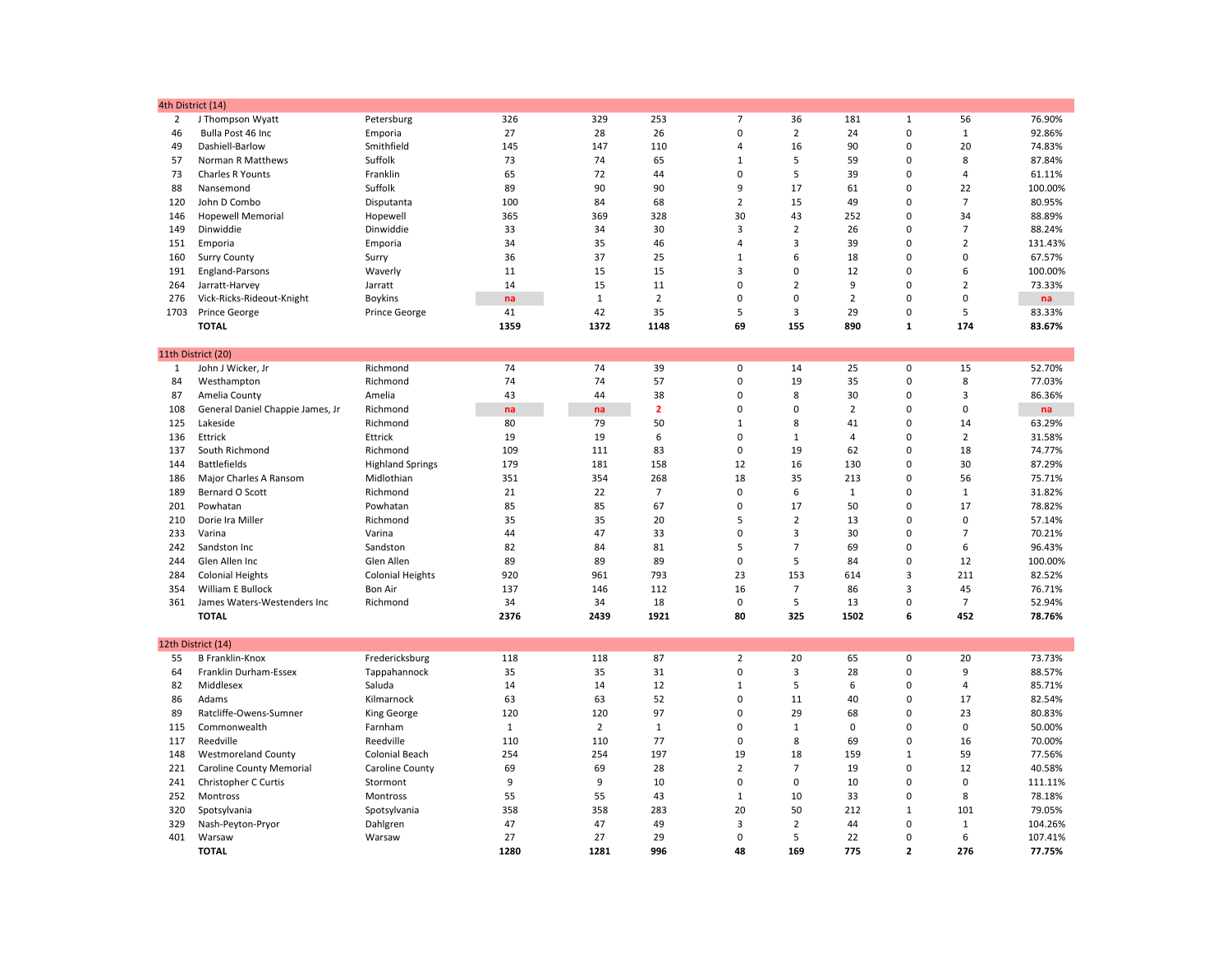| | | | | | | | | | | | |
|---|---|---|---|---|---|---|---|---|---|---|---|
| **4th District (14)** | | | | | | | | | | | |
| 2 | J Thompson Wyatt | Petersburg | 326 | 329 | 253 | 7 | 36 | 181 | 1 | 56 | 76.90% |
| 46 | Bulla Post 46 Inc | Emporia | 27 | 28 | 26 | 0 | 2 | 24 | 0 | 1 | 92.86% |
| 49 | Dashiell-Barlow | Smithfield | 145 | 147 | 110 | 4 | 16 | 90 | 0 | 20 | 74.83% |
| 57 | Norman R Matthews | Suffolk | 73 | 74 | 65 | 1 | 5 | 59 | 0 | 8 | 87.84% |
| 73 | Charles R Younts | Franklin | 65 | 72 | 44 | 0 | 5 | 39 | 0 | 4 | 61.11% |
| 88 | Nansemond | Suffolk | 89 | 90 | 90 | 9 | 17 | 61 | 0 | 22 | 100.00% |
| 120 | John D Combo | Disputanta | 100 | 84 | 68 | 2 | 15 | 49 | 0 | 7 | 80.95% |
| 146 | Hopewell Memorial | Hopewell | 365 | 369 | 328 | 30 | 43 | 252 | 0 | 34 | 88.89% |
| 149 | Dinwiddie | Dinwiddie | 33 | 34 | 30 | 3 | 2 | 26 | 0 | 7 | 88.24% |
| 151 | Emporia | Emporia | 34 | 35 | 46 | 4 | 3 | 39 | 0 | 2 | 131.43% |
| 160 | Surry County | Surry | 36 | 37 | 25 | 1 | 6 | 18 | 0 | 0 | 67.57% |
| 191 | England-Parsons | Waverly | 11 | 15 | 15 | 3 | 0 | 12 | 0 | 6 | 100.00% |
| 264 | Jarratt-Harvey | Jarratt | 14 | 15 | 11 | 0 | 2 | 9 | 0 | 2 | 73.33% |
| 276 | Vick-Ricks-Rideout-Knight | Boykins | na | 1 | 2 | 0 | 0 | 2 | 0 | 0 | na |
| 1703 | Prince George | Prince George | 41 | 42 | 35 | 5 | 3 | 29 | 0 | 5 | 83.33% |
| | **TOTAL** | | **1359** | **1372** | **1148** | **69** | **155** | **890** | **1** | **174** | **83.67%** |
| **11th District (20)** | | | | | | | | | | | |
| 1 | John J Wicker, Jr | Richmond | 74 | 74 | 39 | 0 | 14 | 25 | 0 | 15 | 52.70% |
| 84 | Westhampton | Richmond | 74 | 74 | 57 | 0 | 19 | 35 | 0 | 8 | 77.03% |
| 87 | Amelia County | Amelia | 43 | 44 | 38 | 0 | 8 | 30 | 0 | 3 | 86.36% |
| 108 | General Daniel Chappie James, Jr | Richmond | na | na | 2 | 0 | 0 | 2 | 0 | 0 | na |
| 125 | Lakeside | Richmond | 80 | 79 | 50 | 1 | 8 | 41 | 0 | 14 | 63.29% |
| 136 | Ettrick | Ettrick | 19 | 19 | 6 | 0 | 1 | 4 | 0 | 2 | 31.58% |
| 137 | South Richmond | Richmond | 109 | 111 | 83 | 0 | 19 | 62 | 0 | 18 | 74.77% |
| 144 | Battlefields | Highland Springs | 179 | 181 | 158 | 12 | 16 | 130 | 0 | 30 | 87.29% |
| 186 | Major Charles A Ransom | Midlothian | 351 | 354 | 268 | 18 | 35 | 213 | 0 | 56 | 75.71% |
| 189 | Bernard O Scott | Richmond | 21 | 22 | 7 | 0 | 6 | 1 | 0 | 1 | 31.82% |
| 201 | Powhatan | Powhatan | 85 | 85 | 67 | 0 | 17 | 50 | 0 | 17 | 78.82% |
| 210 | Dorie Ira Miller | Richmond | 35 | 35 | 20 | 5 | 2 | 13 | 0 | 0 | 57.14% |
| 233 | Varina | Varina | 44 | 47 | 33 | 0 | 3 | 30 | 0 | 7 | 70.21% |
| 242 | Sandston Inc | Sandston | 82 | 84 | 81 | 5 | 7 | 69 | 0 | 6 | 96.43% |
| 244 | Glen Allen Inc | Glen Allen | 89 | 89 | 89 | 0 | 5 | 84 | 0 | 12 | 100.00% |
| 284 | Colonial Heights | Colonial Heights | 920 | 961 | 793 | 23 | 153 | 614 | 3 | 211 | 82.52% |
| 354 | William E Bullock | Bon Air | 137 | 146 | 112 | 16 | 7 | 86 | 3 | 45 | 76.71% |
| 361 | James Waters-Westenders Inc | Richmond | 34 | 34 | 18 | 0 | 5 | 13 | 0 | 7 | 52.94% |
| | **TOTAL** | | **2376** | **2439** | **1921** | **80** | **325** | **1502** | **6** | **452** | **78.76%** |
| **12th District (14)** | | | | | | | | | | | |
| 55 | B Franklin-Knox | Fredericksburg | 118 | 118 | 87 | 2 | 20 | 65 | 0 | 20 | 73.73% |
| 64 | Franklin Durham-Essex | Tappahannock | 35 | 35 | 31 | 0 | 3 | 28 | 0 | 9 | 88.57% |
| 82 | Middlesex | Saluda | 14 | 14 | 12 | 1 | 5 | 6 | 0 | 4 | 85.71% |
| 86 | Adams | Kilmarnock | 63 | 63 | 52 | 0 | 11 | 40 | 0 | 17 | 82.54% |
| 89 | Ratcliffe-Owens-Sumner | King George | 120 | 120 | 97 | 0 | 29 | 68 | 0 | 23 | 80.83% |
| 115 | Commonwealth | Farnham | 1 | 2 | 1 | 0 | 1 | 0 | 0 | 0 | 50.00% |
| 117 | Reedville | Reedville | 110 | 110 | 77 | 0 | 8 | 69 | 0 | 16 | 70.00% |
| 148 | Westmoreland County | Colonial Beach | 254 | 254 | 197 | 19 | 18 | 159 | 1 | 59 | 77.56% |
| 221 | Caroline County Memorial | Caroline County | 69 | 69 | 28 | 2 | 7 | 19 | 0 | 12 | 40.58% |
| 241 | Christopher C Curtis | Stormont | 9 | 9 | 10 | 0 | 0 | 10 | 0 | 0 | 111.11% |
| 252 | Montross | Montross | 55 | 55 | 43 | 1 | 10 | 33 | 0 | 8 | 78.18% |
| 320 | Spotsylvania | Spotsylvania | 358 | 358 | 283 | 20 | 50 | 212 | 1 | 101 | 79.05% |
| 329 | Nash-Peyton-Pryor | Dahlgren | 47 | 47 | 49 | 3 | 2 | 44 | 0 | 1 | 104.26% |
| 401 | Warsaw | Warsaw | 27 | 27 | 29 | 0 | 5 | 22 | 0 | 6 | 107.41% |
| | **TOTAL** | | **1280** | **1281** | **996** | **48** | **169** | **775** | **2** | **276** | **77.75%** |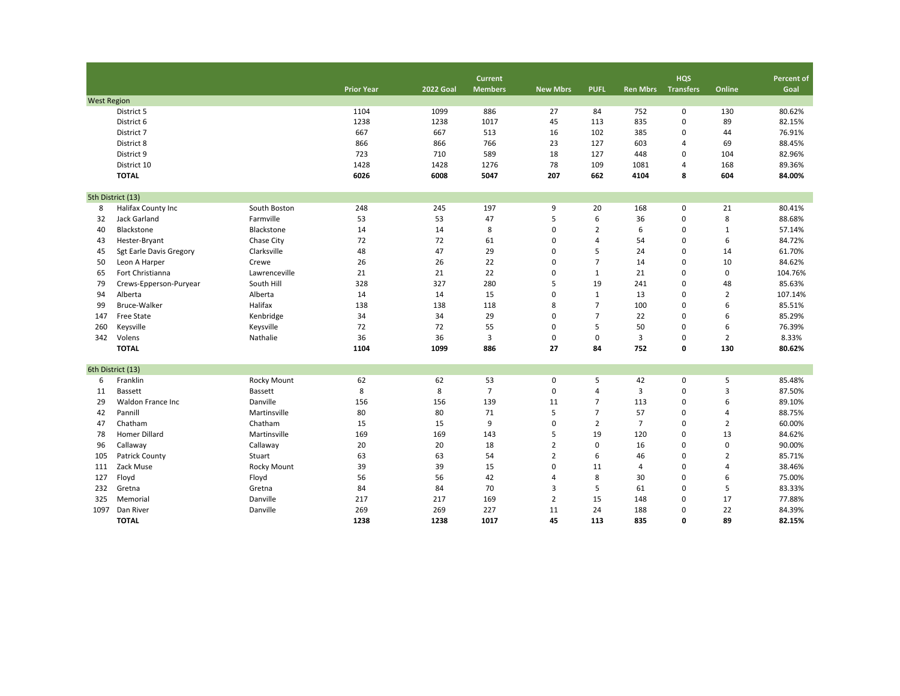| # | Name | City | Prior Year | 2022 Goal | Current Members | New Mbrs | PUFL | Ren Mbrs | HQS Transfers | Online | Percent of Goal |
|---|---|---|---|---|---|---|---|---|---|---|---|
| West Region | | | | | | | | | | | |
| | District 5 | | 1104 | 1099 | 886 | 27 | 84 | 752 | 0 | 130 | 80.62% |
| | District 6 | | 1238 | 1238 | 1017 | 45 | 113 | 835 | 0 | 89 | 82.15% |
| | District 7 | | 667 | 667 | 513 | 16 | 102 | 385 | 0 | 44 | 76.91% |
| | District 8 | | 866 | 866 | 766 | 23 | 127 | 603 | 4 | 69 | 88.45% |
| | District 9 | | 723 | 710 | 589 | 18 | 127 | 448 | 0 | 104 | 82.96% |
| | District 10 | | 1428 | 1428 | 1276 | 78 | 109 | 1081 | 4 | 168 | 89.36% |
| | **TOTAL** | | **6026** | **6008** | **5047** | **207** | **662** | **4104** | **8** | **604** | **84.00%** |
| 5th District (13) | | | | | | | | | | | |
| 8 | Halifax County Inc | South Boston | 248 | 245 | 197 | 9 | 20 | 168 | 0 | 21 | 80.41% |
| 32 | Jack Garland | Farmville | 53 | 53 | 47 | 5 | 6 | 36 | 0 | 8 | 88.68% |
| 40 | Blackstone | Blackstone | 14 | 14 | 8 | 0 | 2 | 6 | 0 | 1 | 57.14% |
| 43 | Hester-Bryant | Chase City | 72 | 72 | 61 | 0 | 4 | 54 | 0 | 6 | 84.72% |
| 45 | Sgt Earle Davis Gregory | Clarksville | 48 | 47 | 29 | 0 | 5 | 24 | 0 | 14 | 61.70% |
| 50 | Leon A Harper | Crewe | 26 | 26 | 22 | 0 | 7 | 14 | 0 | 10 | 84.62% |
| 65 | Fort Christianna | Lawrenceville | 21 | 21 | 22 | 0 | 1 | 21 | 0 | 0 | 104.76% |
| 79 | Crews-Epperson-Puryear | South Hill | 328 | 327 | 280 | 5 | 19 | 241 | 0 | 48 | 85.63% |
| 94 | Alberta | Alberta | 14 | 14 | 15 | 0 | 1 | 13 | 0 | 2 | 107.14% |
| 99 | Bruce-Walker | Halifax | 138 | 138 | 118 | 8 | 7 | 100 | 0 | 6 | 85.51% |
| 147 | Free State | Kenbridge | 34 | 34 | 29 | 0 | 7 | 22 | 0 | 6 | 85.29% |
| 260 | Keysville | Keysville | 72 | 72 | 55 | 0 | 5 | 50 | 0 | 6 | 76.39% |
| 342 | Volens | Nathalie | 36 | 36 | 3 | 0 | 0 | 3 | 0 | 2 | 8.33% |
| | **TOTAL** | | **1104** | **1099** | **886** | **27** | **84** | **752** | **0** | **130** | **80.62%** |
| 6th District (13) | | | | | | | | | | | |
| 6 | Franklin | Rocky Mount | 62 | 62 | 53 | 0 | 5 | 42 | 0 | 5 | 85.48% |
| 11 | Bassett | Bassett | 8 | 8 | 7 | 0 | 4 | 3 | 0 | 3 | 87.50% |
| 29 | Waldon France Inc | Danville | 156 | 156 | 139 | 11 | 7 | 113 | 0 | 6 | 89.10% |
| 42 | Pannill | Martinsville | 80 | 80 | 71 | 5 | 7 | 57 | 0 | 4 | 88.75% |
| 47 | Chatham | Chatham | 15 | 15 | 9 | 0 | 2 | 7 | 0 | 2 | 60.00% |
| 78 | Homer Dillard | Martinsville | 169 | 169 | 143 | 5 | 19 | 120 | 0 | 13 | 84.62% |
| 96 | Callaway | Callaway | 20 | 20 | 18 | 2 | 0 | 16 | 0 | 0 | 90.00% |
| 105 | Patrick County | Stuart | 63 | 63 | 54 | 2 | 6 | 46 | 0 | 2 | 85.71% |
| 111 | Zack Muse | Rocky Mount | 39 | 39 | 15 | 0 | 11 | 4 | 0 | 4 | 38.46% |
| 127 | Floyd | Floyd | 56 | 56 | 42 | 4 | 8 | 30 | 0 | 6 | 75.00% |
| 232 | Gretna | Gretna | 84 | 84 | 70 | 3 | 5 | 61 | 0 | 5 | 83.33% |
| 325 | Memorial | Danville | 217 | 217 | 169 | 2 | 15 | 148 | 0 | 17 | 77.88% |
| 1097 | Dan River | Danville | 269 | 269 | 227 | 11 | 24 | 188 | 0 | 22 | 84.39% |
| | **TOTAL** | | **1238** | **1238** | **1017** | **45** | **113** | **835** | **0** | **89** | **82.15%** |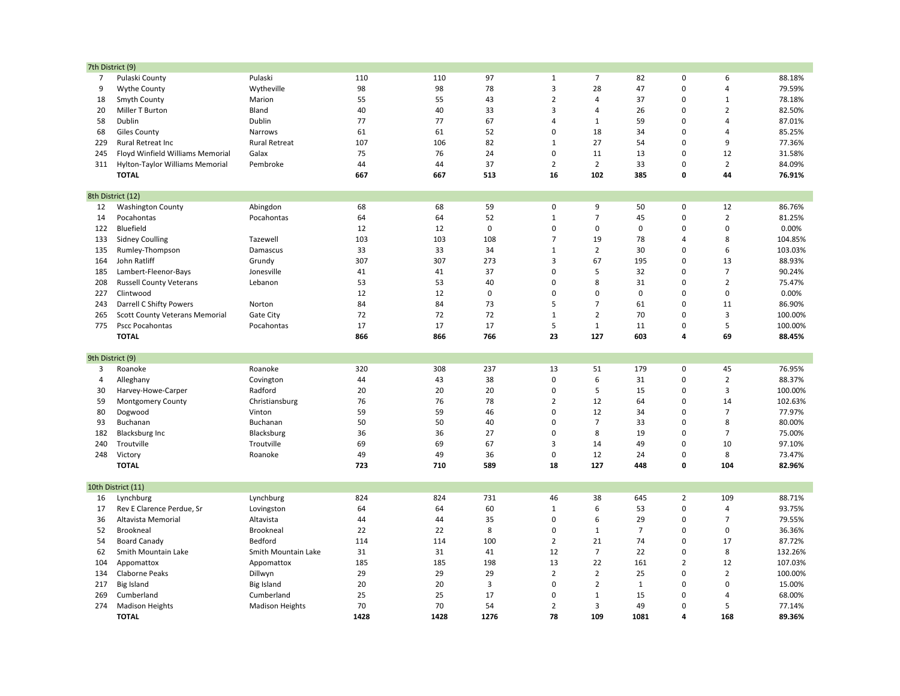| | | | | | | | | | | | |
|---|---|---|---|---|---|---|---|---|---|---|---|
| **7th District (9)** | | | | | | | | | | | |
| 7 | Pulaski County | Pulaski | 110 | 110 | 97 | 1 | 7 | 82 | 0 | 6 | 88.18% |
| 9 | Wythe County | Wytheville | 98 | 98 | 78 | 3 | 28 | 47 | 0 | 4 | 79.59% |
| 18 | Smyth County | Marion | 55 | 55 | 43 | 2 | 4 | 37 | 0 | 1 | 78.18% |
| 20 | Miller T Burton | Bland | 40 | 40 | 33 | 3 | 4 | 26 | 0 | 2 | 82.50% |
| 58 | Dublin | Dublin | 77 | 77 | 67 | 4 | 1 | 59 | 0 | 4 | 87.01% |
| 68 | Giles County | Narrows | 61 | 61 | 52 | 0 | 18 | 34 | 0 | 4 | 85.25% |
| 229 | Rural Retreat Inc | Rural Retreat | 107 | 106 | 82 | 1 | 27 | 54 | 0 | 9 | 77.36% |
| 245 | Floyd Winfield Williams Memorial | Galax | 75 | 76 | 24 | 0 | 11 | 13 | 0 | 12 | 31.58% |
| 311 | Hylton-Taylor Williams Memorial | Pembroke | 44 | 44 | 37 | 2 | 2 | 33 | 0 | 2 | 84.09% |
| | **TOTAL** | | **667** | **667** | **513** | **16** | **102** | **385** | **0** | **44** | **76.91%** |
| **8th District (12)** | | | | | | | | | | | |
| 12 | Washington County | Abingdon | 68 | 68 | 59 | 0 | 9 | 50 | 0 | 12 | 86.76% |
| 14 | Pocahontas | Pocahontas | 64 | 64 | 52 | 1 | 7 | 45 | 0 | 2 | 81.25% |
| 122 | Bluefield | | 12 | 12 | 0 | 0 | 0 | 0 | 0 | 0 | 0.00% |
| 133 | Sidney Coulling | Tazewell | 103 | 103 | 108 | 7 | 19 | 78 | 4 | 8 | 104.85% |
| 135 | Rumley-Thompson | Damascus | 33 | 33 | 34 | 1 | 2 | 30 | 0 | 6 | 103.03% |
| 164 | John Ratliff | Grundy | 307 | 307 | 273 | 3 | 67 | 195 | 0 | 13 | 88.93% |
| 185 | Lambert-Fleenor-Bays | Jonesville | 41 | 41 | 37 | 0 | 5 | 32 | 0 | 7 | 90.24% |
| 208 | Russell County Veterans | Lebanon | 53 | 53 | 40 | 0 | 8 | 31 | 0 | 2 | 75.47% |
| 227 | Clintwood | | 12 | 12 | 0 | 0 | 0 | 0 | 0 | 0 | 0.00% |
| 243 | Darrell C Shifty Powers | Norton | 84 | 84 | 73 | 5 | 7 | 61 | 0 | 11 | 86.90% |
| 265 | Scott County Veterans Memorial | Gate City | 72 | 72 | 72 | 1 | 2 | 70 | 0 | 3 | 100.00% |
| 775 | Pscc Pocahontas | Pocahontas | 17 | 17 | 17 | 5 | 1 | 11 | 0 | 5 | 100.00% |
| | **TOTAL** | | **866** | **866** | **766** | **23** | **127** | **603** | **4** | **69** | **88.45%** |
| **9th District (9)** | | | | | | | | | | | |
| 3 | Roanoke | Roanoke | 320 | 308 | 237 | 13 | 51 | 179 | 0 | 45 | 76.95% |
| 4 | Alleghany | Covington | 44 | 43 | 38 | 0 | 6 | 31 | 0 | 2 | 88.37% |
| 30 | Harvey-Howe-Carper | Radford | 20 | 20 | 20 | 0 | 5 | 15 | 0 | 3 | 100.00% |
| 59 | Montgomery County | Christiansburg | 76 | 76 | 78 | 2 | 12 | 64 | 0 | 14 | 102.63% |
| 80 | Dogwood | Vinton | 59 | 59 | 46 | 0 | 12 | 34 | 0 | 7 | 77.97% |
| 93 | Buchanan | Buchanan | 50 | 50 | 40 | 0 | 7 | 33 | 0 | 8 | 80.00% |
| 182 | Blacksburg Inc | Blacksburg | 36 | 36 | 27 | 0 | 8 | 19 | 0 | 7 | 75.00% |
| 240 | Troutville | Troutville | 69 | 69 | 67 | 3 | 14 | 49 | 0 | 10 | 97.10% |
| 248 | Victory | Roanoke | 49 | 49 | 36 | 0 | 12 | 24 | 0 | 8 | 73.47% |
| | **TOTAL** | | **723** | **710** | **589** | **18** | **127** | **448** | **0** | **104** | **82.96%** |
| **10th District (11)** | | | | | | | | | | | |
| 16 | Lynchburg | Lynchburg | 824 | 824 | 731 | 46 | 38 | 645 | 2 | 109 | 88.71% |
| 17 | Rev E Clarence Perdue, Sr | Lovingston | 64 | 64 | 60 | 1 | 6 | 53 | 0 | 4 | 93.75% |
| 36 | Altavista Memorial | Altavista | 44 | 44 | 35 | 0 | 6 | 29 | 0 | 7 | 79.55% |
| 52 | Brookneal | Brookneal | 22 | 22 | 8 | 0 | 1 | 7 | 0 | 0 | 36.36% |
| 54 | Board Canady | Bedford | 114 | 114 | 100 | 2 | 21 | 74 | 0 | 17 | 87.72% |
| 62 | Smith Mountain Lake | Smith Mountain Lake | 31 | 31 | 41 | 12 | 7 | 22 | 0 | 8 | 132.26% |
| 104 | Appomattox | Appomattox | 185 | 185 | 198 | 13 | 22 | 161 | 2 | 12 | 107.03% |
| 134 | Claborne Peaks | Dillwyn | 29 | 29 | 29 | 2 | 2 | 25 | 0 | 2 | 100.00% |
| 217 | Big Island | Big Island | 20 | 20 | 3 | 0 | 2 | 1 | 0 | 0 | 15.00% |
| 269 | Cumberland | Cumberland | 25 | 25 | 17 | 0 | 1 | 15 | 0 | 4 | 68.00% |
| 274 | Madison Heights | Madison Heights | 70 | 70 | 54 | 2 | 3 | 49 | 0 | 5 | 77.14% |
| | **TOTAL** | | **1428** | **1428** | **1276** | **78** | **109** | **1081** | **4** | **168** | **89.36%** |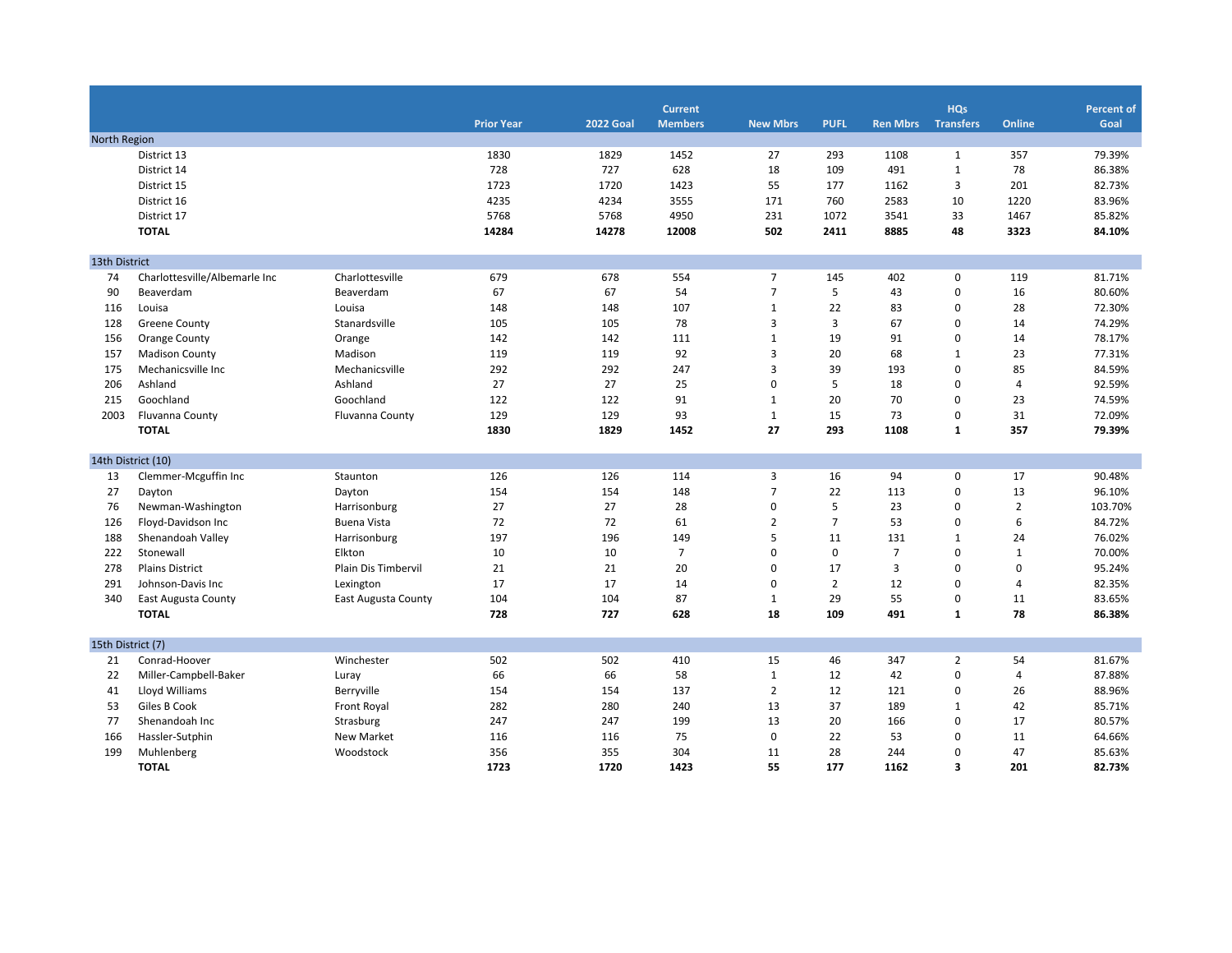| | | | Prior Year | 2022 Goal | Current Members | New Mbrs | PUFL | Ren Mbrs | HQs Transfers | Online | Percent of Goal |
|---|---|---|---|---|---|---|---|---|---|---|---|
| North Region | | | | | | | | | | | |
| | District 13 | | 1830 | 1829 | 1452 | 27 | 293 | 1108 | 1 | 357 | 79.39% |
| | District 14 | | 728 | 727 | 628 | 18 | 109 | 491 | 1 | 78 | 86.38% |
| | District 15 | | 1723 | 1720 | 1423 | 55 | 177 | 1162 | 3 | 201 | 82.73% |
| | District 16 | | 4235 | 4234 | 3555 | 171 | 760 | 2583 | 10 | 1220 | 83.96% |
| | District 17 | | 5768 | 5768 | 4950 | 231 | 1072 | 3541 | 33 | 1467 | 85.82% |
| | **TOTAL** | | **14284** | **14278** | **12008** | **502** | **2411** | **8885** | **48** | **3323** | **84.10%** |
| 13th District | | | | | | | | | | | |
| 74 | Charlottesville/Albemarle Inc | Charlottesville | 679 | 678 | 554 | 7 | 145 | 402 | 0 | 119 | 81.71% |
| 90 | Beaverdam | Beaverdam | 67 | 67 | 54 | 7 | 5 | 43 | 0 | 16 | 80.60% |
| 116 | Louisa | Louisa | 148 | 148 | 107 | 1 | 22 | 83 | 0 | 28 | 72.30% |
| 128 | Greene County | Stanardsville | 105 | 105 | 78 | 3 | 3 | 67 | 0 | 14 | 74.29% |
| 156 | Orange County | Orange | 142 | 142 | 111 | 1 | 19 | 91 | 0 | 14 | 78.17% |
| 157 | Madison County | Madison | 119 | 119 | 92 | 3 | 20 | 68 | 1 | 23 | 77.31% |
| 175 | Mechanicsville Inc | Mechanicsville | 292 | 292 | 247 | 3 | 39 | 193 | 0 | 85 | 84.59% |
| 206 | Ashland | Ashland | 27 | 27 | 25 | 0 | 5 | 18 | 0 | 4 | 92.59% |
| 215 | Goochland | Goochland | 122 | 122 | 91 | 1 | 20 | 70 | 0 | 23 | 74.59% |
| 2003 | Fluvanna County | Fluvanna County | 129 | 129 | 93 | 1 | 15 | 73 | 0 | 31 | 72.09% |
| | **TOTAL** | | **1830** | **1829** | **1452** | **27** | **293** | **1108** | **1** | **357** | **79.39%** |
| 14th District (10) | | | | | | | | | | | |
| 13 | Clemmer-Mcguffin Inc | Staunton | 126 | 126 | 114 | 3 | 16 | 94 | 0 | 17 | 90.48% |
| 27 | Dayton | Dayton | 154 | 154 | 148 | 7 | 22 | 113 | 0 | 13 | 96.10% |
| 76 | Newman-Washington | Harrisonburg | 27 | 27 | 28 | 0 | 5 | 23 | 0 | 2 | 103.70% |
| 126 | Floyd-Davidson Inc | Buena Vista | 72 | 72 | 61 | 2 | 7 | 53 | 0 | 6 | 84.72% |
| 188 | Shenandoah Valley | Harrisonburg | 197 | 196 | 149 | 5 | 11 | 131 | 1 | 24 | 76.02% |
| 222 | Stonewall | Elkton | 10 | 10 | 7 | 0 | 0 | 7 | 0 | 1 | 70.00% |
| 278 | Plains District | Plain Dis Timbervil | 21 | 21 | 20 | 0 | 17 | 3 | 0 | 0 | 95.24% |
| 291 | Johnson-Davis Inc | Lexington | 17 | 17 | 14 | 0 | 2 | 12 | 0 | 4 | 82.35% |
| 340 | East Augusta County | East Augusta County | 104 | 104 | 87 | 1 | 29 | 55 | 0 | 11 | 83.65% |
| | **TOTAL** | | **728** | **727** | **628** | **18** | **109** | **491** | **1** | **78** | **86.38%** |
| 15th District (7) | | | | | | | | | | | |
| 21 | Conrad-Hoover | Winchester | 502 | 502 | 410 | 15 | 46 | 347 | 2 | 54 | 81.67% |
| 22 | Miller-Campbell-Baker | Luray | 66 | 66 | 58 | 1 | 12 | 42 | 0 | 4 | 87.88% |
| 41 | Lloyd Williams | Berryville | 154 | 154 | 137 | 2 | 12 | 121 | 0 | 26 | 88.96% |
| 53 | Giles B Cook | Front Royal | 282 | 280 | 240 | 13 | 37 | 189 | 1 | 42 | 85.71% |
| 77 | Shenandoah Inc | Strasburg | 247 | 247 | 199 | 13 | 20 | 166 | 0 | 17 | 80.57% |
| 166 | Hassler-Sutphin | New Market | 116 | 116 | 75 | 0 | 22 | 53 | 0 | 11 | 64.66% |
| 199 | Muhlenberg | Woodstock | 356 | 355 | 304 | 11 | 28 | 244 | 0 | 47 | 85.63% |
| | **TOTAL** | | **1723** | **1720** | **1423** | **55** | **177** | **1162** | **3** | **201** | **82.73%** |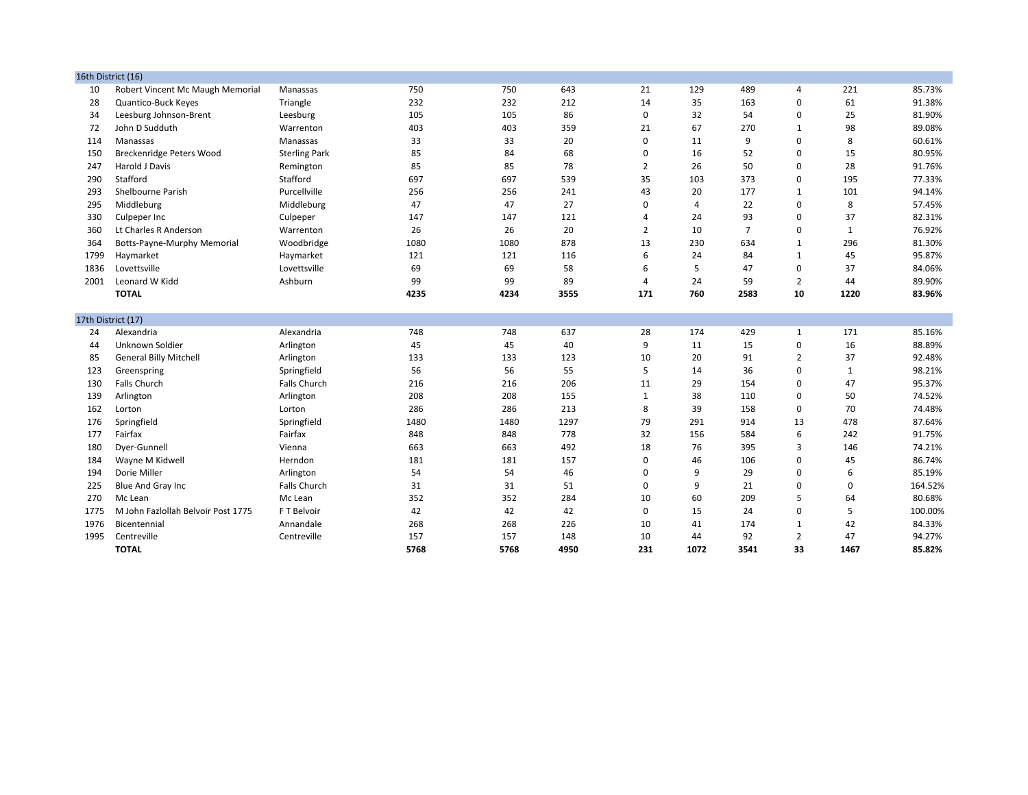| | | | | | | | | | | | |
|---|---|---|---|---|---|---|---|---|---|---|---|
| 16th District (16) | | | | | | | | | | | |
| 10 | Robert Vincent Mc Maugh Memorial | Manassas | 750 | 750 | 643 | 21 | 129 | 489 | 4 | 221 | 85.73% |
| 28 | Quantico-Buck Keyes | Triangle | 232 | 232 | 212 | 14 | 35 | 163 | 0 | 61 | 91.38% |
| 34 | Leesburg Johnson-Brent | Leesburg | 105 | 105 | 86 | 0 | 32 | 54 | 0 | 25 | 81.90% |
| 72 | John D Sudduth | Warrenton | 403 | 403 | 359 | 21 | 67 | 270 | 1 | 98 | 89.08% |
| 114 | Manassas | Manassas | 33 | 33 | 20 | 0 | 11 | 9 | 0 | 8 | 60.61% |
| 150 | Breckenridge Peters Wood | Sterling Park | 85 | 84 | 68 | 0 | 16 | 52 | 0 | 15 | 80.95% |
| 247 | Harold J Davis | Remington | 85 | 85 | 78 | 2 | 26 | 50 | 0 | 28 | 91.76% |
| 290 | Stafford | Stafford | 697 | 697 | 539 | 35 | 103 | 373 | 0 | 195 | 77.33% |
| 293 | Shelbourne Parish | Purcellville | 256 | 256 | 241 | 43 | 20 | 177 | 1 | 101 | 94.14% |
| 295 | Middleburg | Middleburg | 47 | 47 | 27 | 0 | 4 | 22 | 0 | 8 | 57.45% |
| 330 | Culpeper Inc | Culpeper | 147 | 147 | 121 | 4 | 24 | 93 | 0 | 37 | 82.31% |
| 360 | Lt Charles R Anderson | Warrenton | 26 | 26 | 20 | 2 | 10 | 7 | 0 | 1 | 76.92% |
| 364 | Botts-Payne-Murphy Memorial | Woodbridge | 1080 | 1080 | 878 | 13 | 230 | 634 | 1 | 296 | 81.30% |
| 1799 | Haymarket | Haymarket | 121 | 121 | 116 | 6 | 24 | 84 | 1 | 45 | 95.87% |
| 1836 | Lovettsville | Lovettsville | 69 | 69 | 58 | 6 | 5 | 47 | 0 | 37 | 84.06% |
| 2001 | Leonard W Kidd | Ashburn | 99 | 99 | 89 | 4 | 24 | 59 | 2 | 44 | 89.90% |
| | **TOTAL** | | **4235** | **4234** | **3555** | **171** | **760** | **2583** | **10** | **1220** | **83.96%** |
| 17th District (17) | | | | | | | | | | | |
| 24 | Alexandria | Alexandria | 748 | 748 | 637 | 28 | 174 | 429 | 1 | 171 | 85.16% |
| 44 | Unknown Soldier | Arlington | 45 | 45 | 40 | 9 | 11 | 15 | 0 | 16 | 88.89% |
| 85 | General Billy Mitchell | Arlington | 133 | 133 | 123 | 10 | 20 | 91 | 2 | 37 | 92.48% |
| 123 | Greenspring | Springfield | 56 | 56 | 55 | 5 | 14 | 36 | 0 | 1 | 98.21% |
| 130 | Falls Church | Falls Church | 216 | 216 | 206 | 11 | 29 | 154 | 0 | 47 | 95.37% |
| 139 | Arlington | Arlington | 208 | 208 | 155 | 1 | 38 | 110 | 0 | 50 | 74.52% |
| 162 | Lorton | Lorton | 286 | 286 | 213 | 8 | 39 | 158 | 0 | 70 | 74.48% |
| 176 | Springfield | Springfield | 1480 | 1480 | 1297 | 79 | 291 | 914 | 13 | 478 | 87.64% |
| 177 | Fairfax | Fairfax | 848 | 848 | 778 | 32 | 156 | 584 | 6 | 242 | 91.75% |
| 180 | Dyer-Gunnell | Vienna | 663 | 663 | 492 | 18 | 76 | 395 | 3 | 146 | 74.21% |
| 184 | Wayne M Kidwell | Herndon | 181 | 181 | 157 | 0 | 46 | 106 | 0 | 45 | 86.74% |
| 194 | Dorie Miller | Arlington | 54 | 54 | 46 | 0 | 9 | 29 | 0 | 6 | 85.19% |
| 225 | Blue And Gray Inc | Falls Church | 31 | 31 | 51 | 0 | 9 | 21 | 0 | 0 | 164.52% |
| 270 | Mc Lean | Mc Lean | 352 | 352 | 284 | 10 | 60 | 209 | 5 | 64 | 80.68% |
| 1775 | M John Fazlollah Belvoir Post 1775 | F T Belvoir | 42 | 42 | 42 | 0 | 15 | 24 | 0 | 5 | 100.00% |
| 1976 | Bicentennial | Annandale | 268 | 268 | 226 | 10 | 41 | 174 | 1 | 42 | 84.33% |
| 1995 | Centreville | Centreville | 157 | 157 | 148 | 10 | 44 | 92 | 2 | 47 | 94.27% |
| | **TOTAL** | | **5768** | **5768** | **4950** | **231** | **1072** | **3541** | **33** | **1467** | **85.82%** |